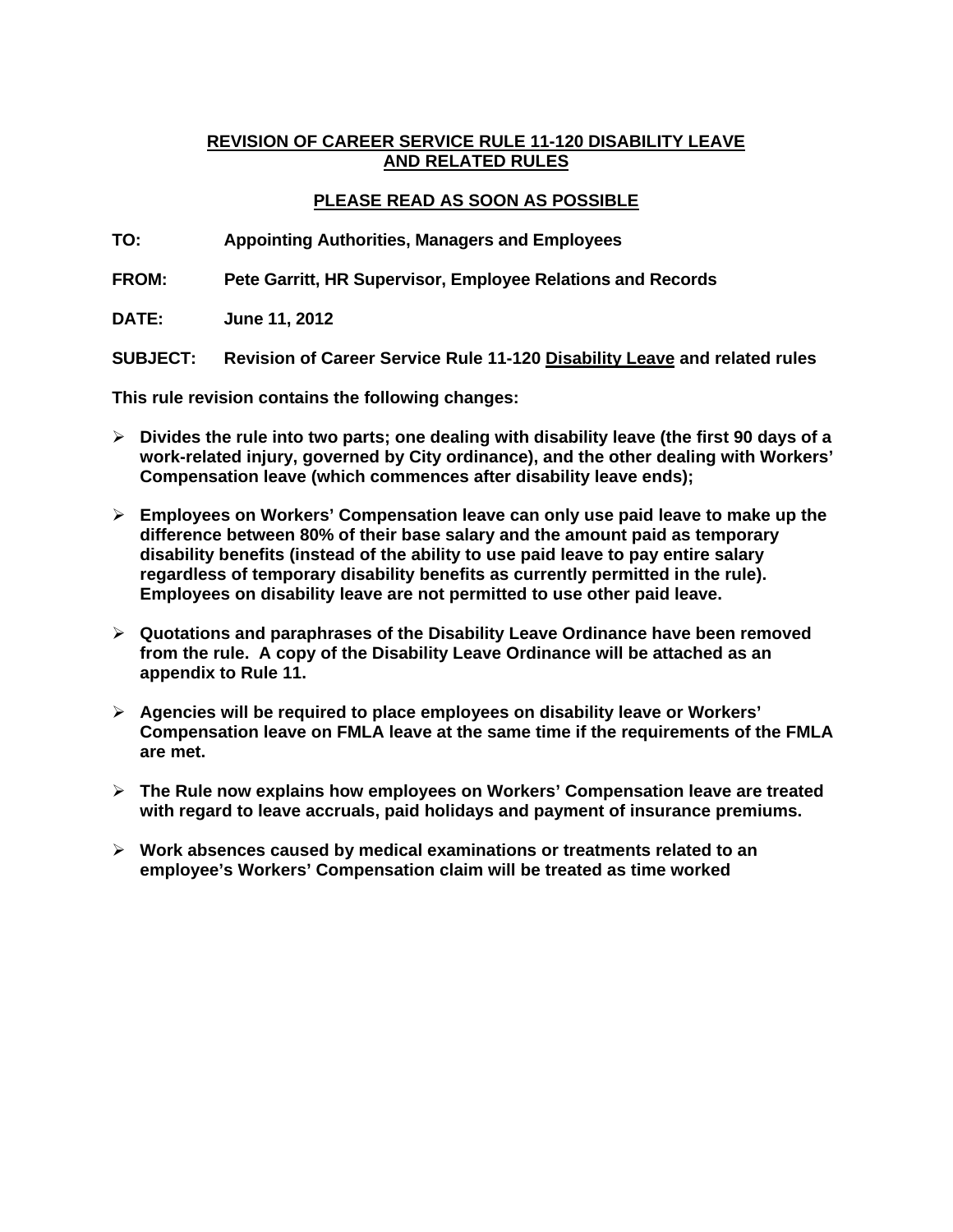# REVISION OF CAREER SERVICE RULE 11-120 DISABILITY LEAVE AND RELATED RULES

## PLEASE READ AS SOON AS POSSIBLE

**TO:** Appointing Authorities, Managers and Employees

**FROM:** Pete Garritt, HR Supervisor, Employee Relations and Records

**DATE:** June 11, 2012

**SUBJECT:** Revision of Career Service Rule 11-120 Disability Leave and related rules

**This rule revision contains the following changes:**

- **Divides the rule into two parts; one dealing with disability leave (the first 90 days of a work-related injury, governed by City ordinance), and the other dealing with Workers' Compensation leave (which commences after disability leave ends);**
- **Employees on Workers' Compensation leave can only use paid leave to make up the difference between 80% of their base salary and the amount paid as temporary disability benefits (instead of the ability to use paid leave to pay entire salary regardless of temporary disability benefits as currently permitted in the rule). Employees on disability leave are not permitted to use other paid leave.**
- **Quotations and paraphrases of the Disability Leave Ordinance have been removed from the rule. A copy of the Disability Leave Ordinance will be attached as an appendix to Rule 11.**
- **Agencies will be required to place employees on disability leave or Workers' Compensation leave on FMLA leave at the same time if the requirements of the FMLA are met.**
- **The Rule now explains how employees on Workers' Compensation leave are treated with regard to leave accruals, paid holidays and payment of insurance premiums.**
- **Work absences caused by medical examinations or treatments related to an employee's Workers' Compensation claim will be treated as time worked**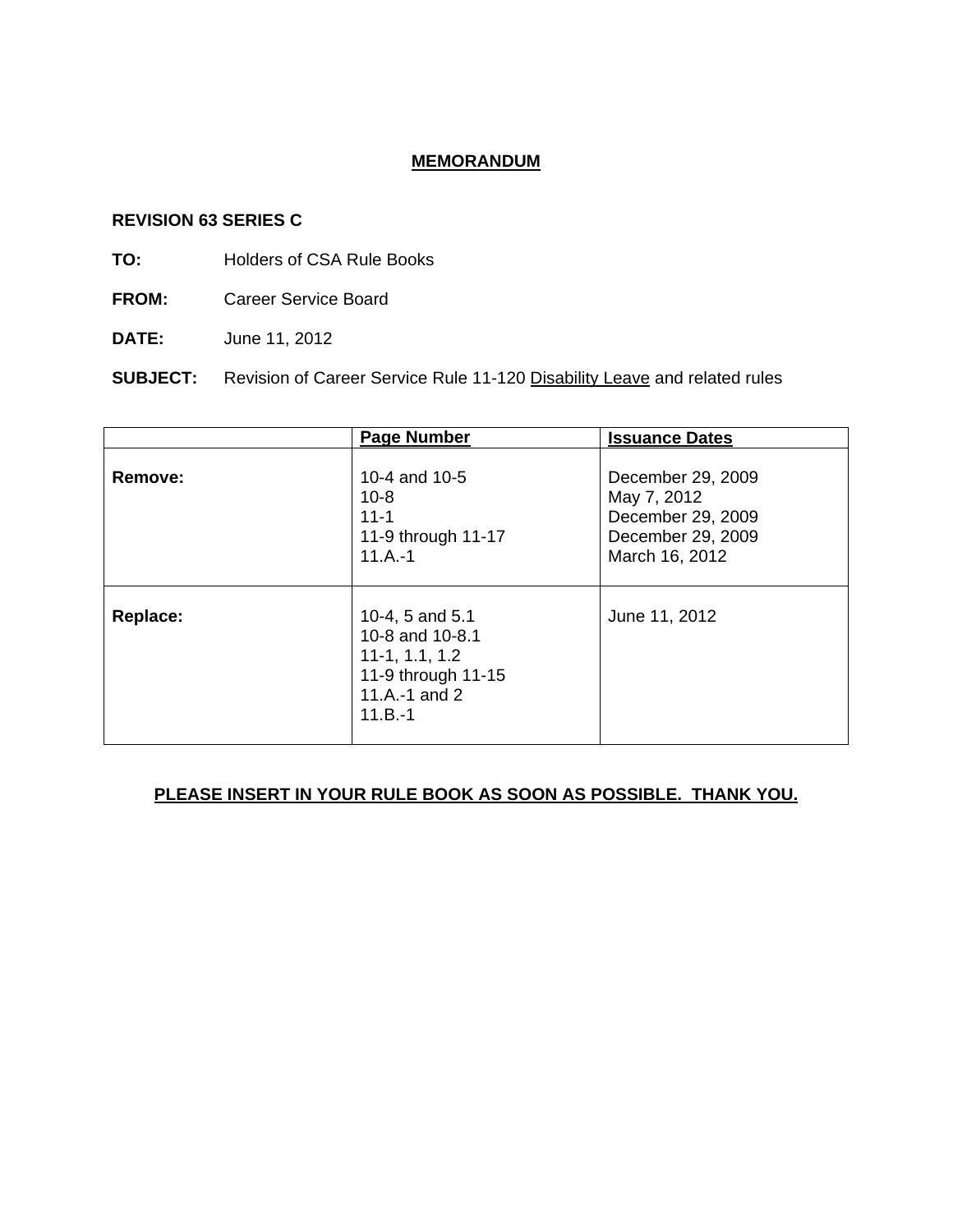# MEMORANDUM

**REVISION 63 SERIES C**

**TO:** Holders of CSA Rule Books

**FROM:** Career Service Board

**DATE:** June 11, 2012

**SUBJECT:** Revision of Career Service Rule 11-120 Disability Leave and related rules

| | Page Number | Issuance Dates |
|---|---|---|
| **Remove:** | 10-4 and 10-5<br>10-8<br>11-1<br>11-9 through 11-17<br>11.A.-1 | December 29, 2009<br>May 7, 2012<br>December 29, 2009<br>December 29, 2009<br>March 16, 2012 |
| **Replace:** | 10-4, 5 and 5.1<br>10-8 and 10-8.1<br>11-1, 1.1, 1.2<br>11-9 through 11-15<br>11.A.-1 and 2<br>11.B.-1 | June 11, 2012 |

**PLEASE INSERT IN YOUR RULE BOOK AS SOON AS POSSIBLE. THANK YOU.**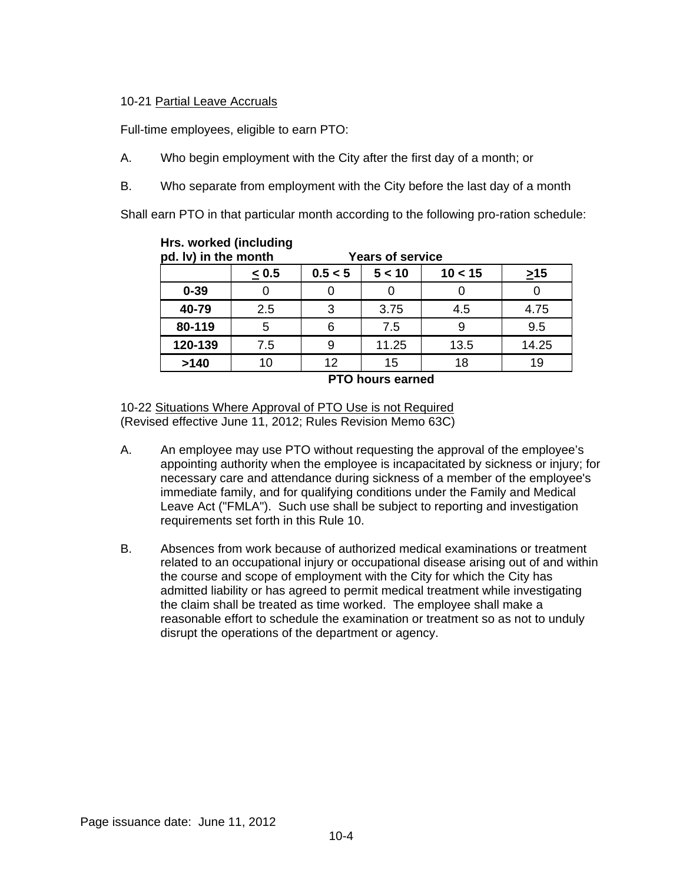10-21 Partial Leave Accruals

Full-time employees, eligible to earn PTO:

A. Who begin employment with the City after the first day of a month; or

B. Who separate from employment with the City before the last day of a month

Shall earn PTO in that particular month according to the following pro-ration schedule:

| **Hrs. worked (including pd. lv) in the month** | **Years of service** | | | | |
|---|---|---|---|---|---|
| | **≤ 0.5** | **0.5 < 5** | **5 < 10** | **10 < 15** | **≥15** |
| **0-39** | 0 | 0 | 0 | 0 | 0 |
| **40-79** | 2.5 | 3 | 3.75 | 4.5 | 4.75 |
| **80-119** | 5 | 6 | 7.5 | 9 | 9.5 |
| **120-139** | 7.5 | 9 | 11.25 | 13.5 | 14.25 |
| **>140** | 10 | 12 | 15 | 18 | 19 |

**PTO hours earned**

10-22 Situations Where Approval of PTO Use is not Required
(Revised effective June 11, 2012; Rules Revision Memo 63C)

A. An employee may use PTO without requesting the approval of the employee's appointing authority when the employee is incapacitated by sickness or injury; for necessary care and attendance during sickness of a member of the employee's immediate family, and for qualifying conditions under the Family and Medical Leave Act ("FMLA"). Such use shall be subject to reporting and investigation requirements set forth in this Rule 10.

B. Absences from work because of authorized medical examinations or treatment related to an occupational injury or occupational disease arising out of and within the course and scope of employment with the City for which the City has admitted liability or has agreed to permit medical treatment while investigating the claim shall be treated as time worked. The employee shall make a reasonable effort to schedule the examination or treatment so as not to unduly disrupt the operations of the department or agency.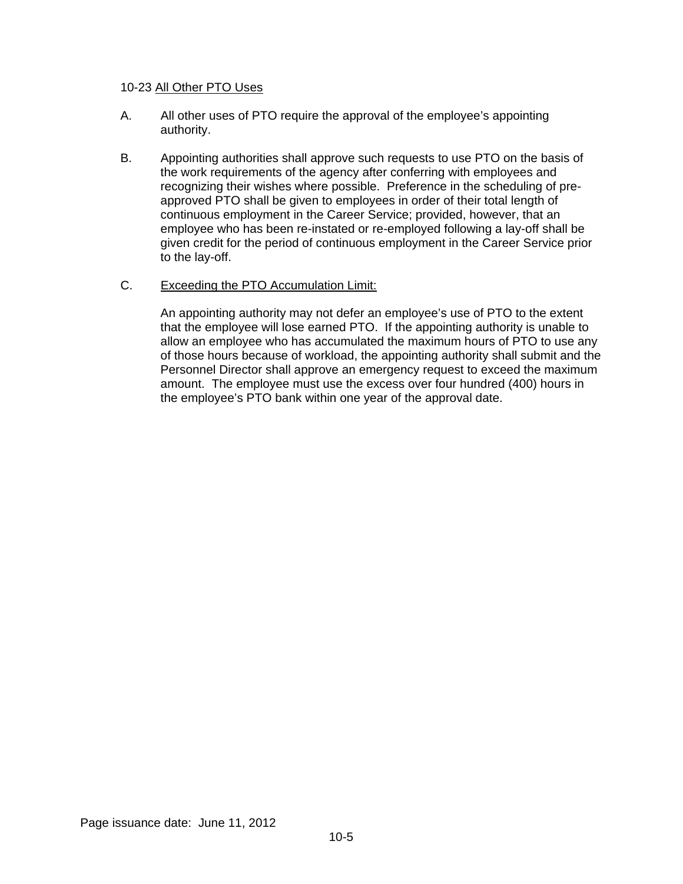### 10-23 All Other PTO Uses

A. All other uses of PTO require the approval of the employee's appointing authority.

B. Appointing authorities shall approve such requests to use PTO on the basis of the work requirements of the agency after conferring with employees and recognizing their wishes where possible. Preference in the scheduling of pre-approved PTO shall be given to employees in order of their total length of continuous employment in the Career Service; provided, however, that an employee who has been re-instated or re-employed following a lay-off shall be given credit for the period of continuous employment in the Career Service prior to the lay-off.

C. Exceeding the PTO Accumulation Limit:

An appointing authority may not defer an employee's use of PTO to the extent that the employee will lose earned PTO. If the appointing authority is unable to allow an employee who has accumulated the maximum hours of PTO to use any of those hours because of workload, the appointing authority shall submit and the Personnel Director shall approve an emergency request to exceed the maximum amount. The employee must use the excess over four hundred (400) hours in the employee's PTO bank within one year of the approval date.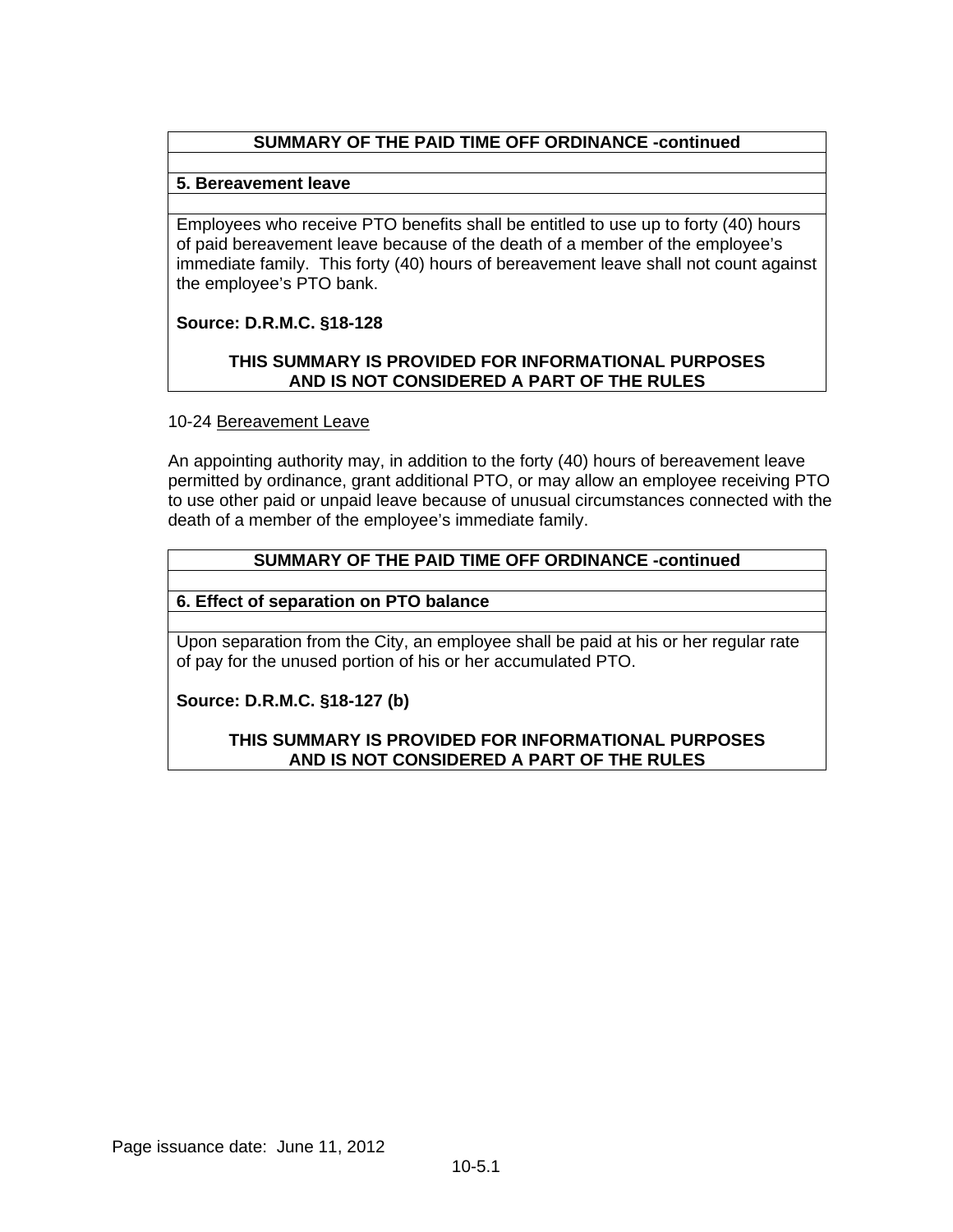**SUMMARY OF THE PAID TIME OFF ORDINANCE -continued**

**5. Bereavement leave**

Employees who receive PTO benefits shall be entitled to use up to forty (40) hours of paid bereavement leave because of the death of a member of the employee's immediate family. This forty (40) hours of bereavement leave shall not count against the employee's PTO bank.

**Source: D.R.M.C. §18-128**

**THIS SUMMARY IS PROVIDED FOR INFORMATIONAL PURPOSES AND IS NOT CONSIDERED A PART OF THE RULES**

10-24 Bereavement Leave

An appointing authority may, in addition to the forty (40) hours of bereavement leave permitted by ordinance, grant additional PTO, or may allow an employee receiving PTO to use other paid or unpaid leave because of unusual circumstances connected with the death of a member of the employee's immediate family.

**SUMMARY OF THE PAID TIME OFF ORDINANCE -continued**

**6. Effect of separation on PTO balance**

Upon separation from the City, an employee shall be paid at his or her regular rate of pay for the unused portion of his or her accumulated PTO.

**Source: D.R.M.C. §18-127 (b)**

**THIS SUMMARY IS PROVIDED FOR INFORMATIONAL PURPOSES AND IS NOT CONSIDERED A PART OF THE RULES**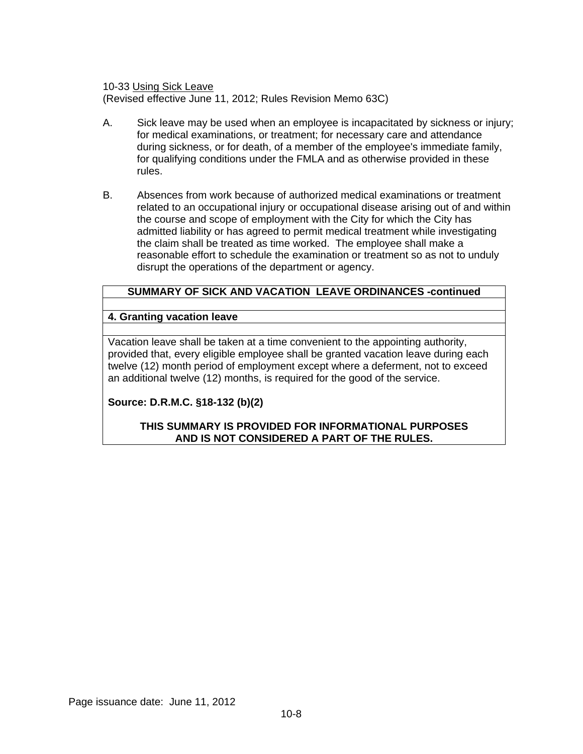10-33 Using Sick Leave
(Revised effective June 11, 2012; Rules Revision Memo 63C)

A. Sick leave may be used when an employee is incapacitated by sickness or injury; for medical examinations, or treatment; for necessary care and attendance during sickness, or for death, of a member of the employee's immediate family, for qualifying conditions under the FMLA and as otherwise provided in these rules.

B. Absences from work because of authorized medical examinations or treatment related to an occupational injury or occupational disease arising out of and within the course and scope of employment with the City for which the City has admitted liability or has agreed to permit medical treatment while investigating the claim shall be treated as time worked. The employee shall make a reasonable effort to schedule the examination or treatment so as not to unduly disrupt the operations of the department or agency.

| SUMMARY OF SICK AND VACATION LEAVE ORDINANCES -continued |
|---|
| |
| **4. Granting vacation leave** |
| |
| Vacation leave shall be taken at a time convenient to the appointing authority, provided that, every eligible employee shall be granted vacation leave during each twelve (12) month period of employment except where a deferment, not to exceed an additional twelve (12) months, is required for the good of the service.<br><br>**Source: D.R.M.C. §18-132 (b)(2)**<br><br>**THIS SUMMARY IS PROVIDED FOR INFORMATIONAL PURPOSES AND IS NOT CONSIDERED A PART OF THE RULES.** |

Page issuance date: June 11, 2012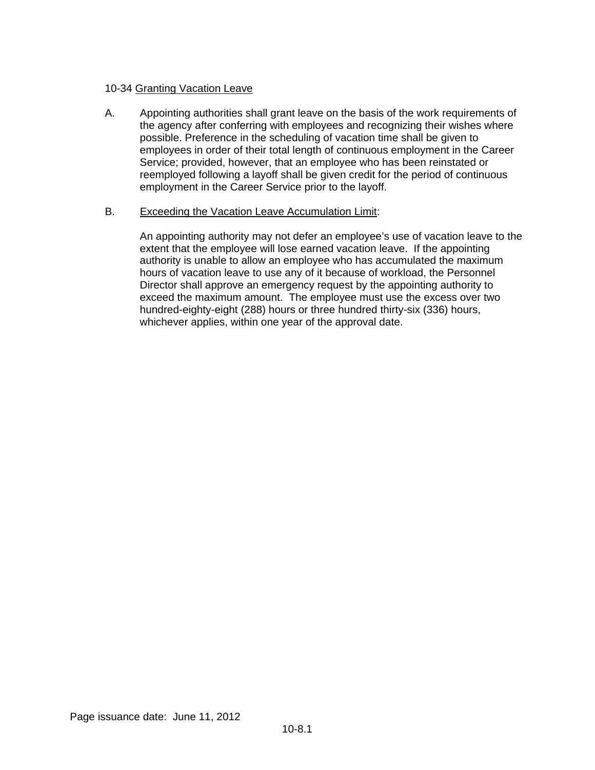10-34 Granting Vacation Leave

A. Appointing authorities shall grant leave on the basis of the work requirements of the agency after conferring with employees and recognizing their wishes where possible. Preference in the scheduling of vacation time shall be given to employees in order of their total length of continuous employment in the Career Service; provided, however, that an employee who has been reinstated or reemployed following a layoff shall be given credit for the period of continuous employment in the Career Service prior to the layoff.

B. Exceeding the Vacation Leave Accumulation Limit:

An appointing authority may not defer an employee's use of vacation leave to the extent that the employee will lose earned vacation leave. If the appointing authority is unable to allow an employee who has accumulated the maximum hours of vacation leave to use any of it because of workload, the Personnel Director shall approve an emergency request by the appointing authority to exceed the maximum amount. The employee must use the excess over two hundred-eighty-eight (288) hours or three hundred thirty-six (336) hours, whichever applies, within one year of the approval date.

Page issuance date: June 11, 2012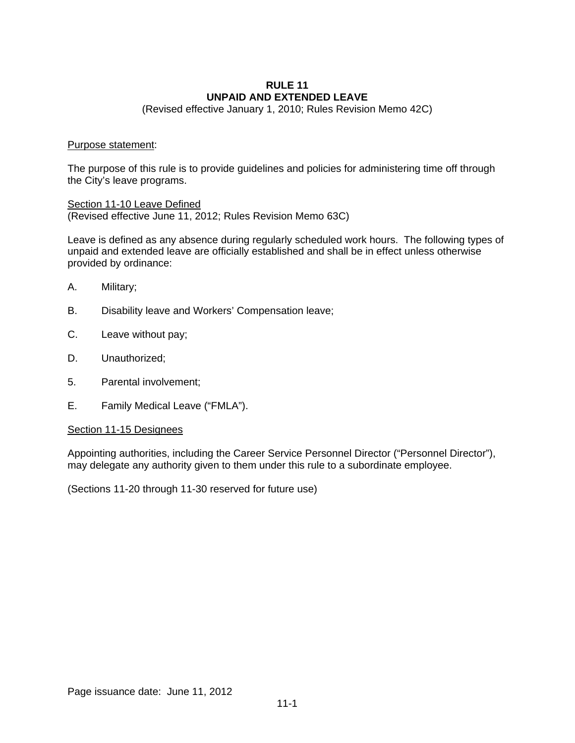# RULE 11
# UNPAID AND EXTENDED LEAVE

(Revised effective January 1, 2010; Rules Revision Memo 42C)

Purpose statement:

The purpose of this rule is to provide guidelines and policies for administering time off through the City's leave programs.

Section 11-10 Leave Defined
(Revised effective June 11, 2012; Rules Revision Memo 63C)

Leave is defined as any absence during regularly scheduled work hours. The following types of unpaid and extended leave are officially established and shall be in effect unless otherwise provided by ordinance:

A. Military;

B. Disability leave and Workers' Compensation leave;

C. Leave without pay;

D. Unauthorized;

5. Parental involvement;

E. Family Medical Leave ("FMLA").

Section 11-15 Designees

Appointing authorities, including the Career Service Personnel Director ("Personnel Director"), may delegate any authority given to them under this rule to a subordinate employee.

(Sections 11-20 through 11-30 reserved for future use)

Page issuance date: June 11, 2012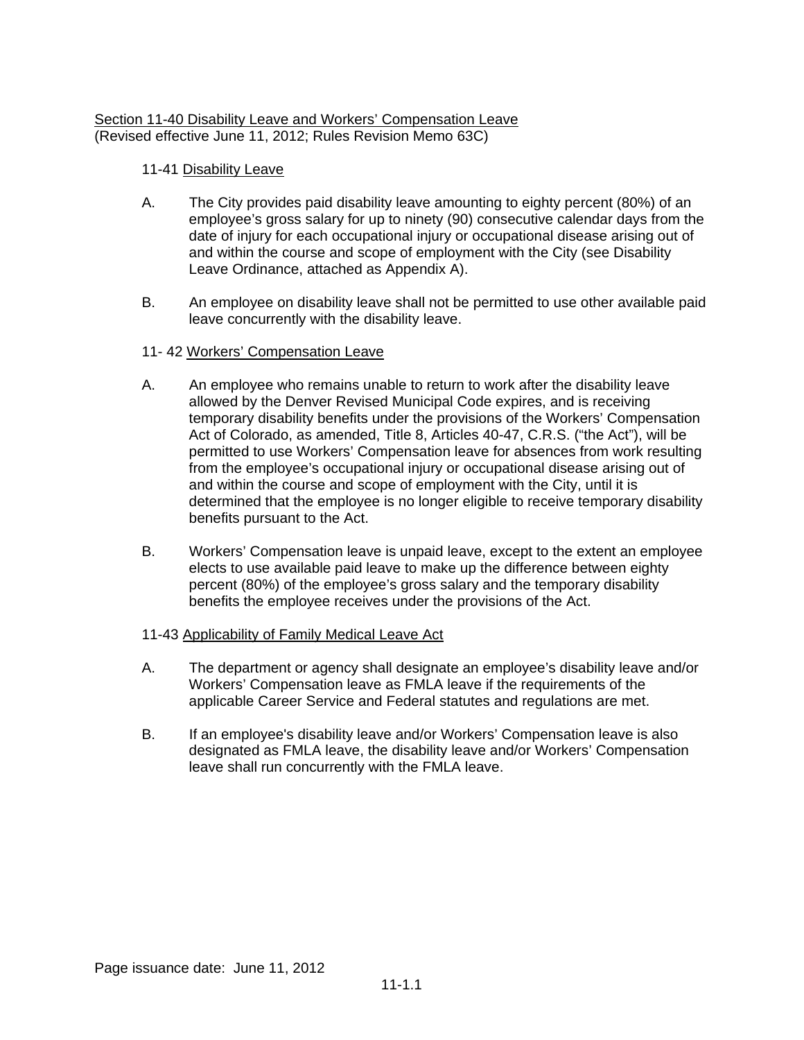## <u>Section 11-40 Disability Leave and Workers' Compensation Leave</u>

(Revised effective June 11, 2012; Rules Revision Memo 63C)

### 11-41 <u>Disability Leave</u>

A. The City provides paid disability leave amounting to eighty percent (80%) of an employee's gross salary for up to ninety (90) consecutive calendar days from the date of injury for each occupational injury or occupational disease arising out of and within the course and scope of employment with the City (see Disability Leave Ordinance, attached as Appendix A).

B. An employee on disability leave shall not be permitted to use other available paid leave concurrently with the disability leave.

### 11- 42 <u>Workers' Compensation Leave</u>

A. An employee who remains unable to return to work after the disability leave allowed by the Denver Revised Municipal Code expires, and is receiving temporary disability benefits under the provisions of the Workers' Compensation Act of Colorado, as amended, Title 8, Articles 40-47, C.R.S. ("the Act"), will be permitted to use Workers' Compensation leave for absences from work resulting from the employee's occupational injury or occupational disease arising out of and within the course and scope of employment with the City, until it is determined that the employee is no longer eligible to receive temporary disability benefits pursuant to the Act.

B. Workers' Compensation leave is unpaid leave, except to the extent an employee elects to use available paid leave to make up the difference between eighty percent (80%) of the employee's gross salary and the temporary disability benefits the employee receives under the provisions of the Act.

### 11-43 <u>Applicability of Family Medical Leave Act</u>

A. The department or agency shall designate an employee's disability leave and/or Workers' Compensation leave as FMLA leave if the requirements of the applicable Career Service and Federal statutes and regulations are met.

B. If an employee's disability leave and/or Workers' Compensation leave is also designated as FMLA leave, the disability leave and/or Workers' Compensation leave shall run concurrently with the FMLA leave.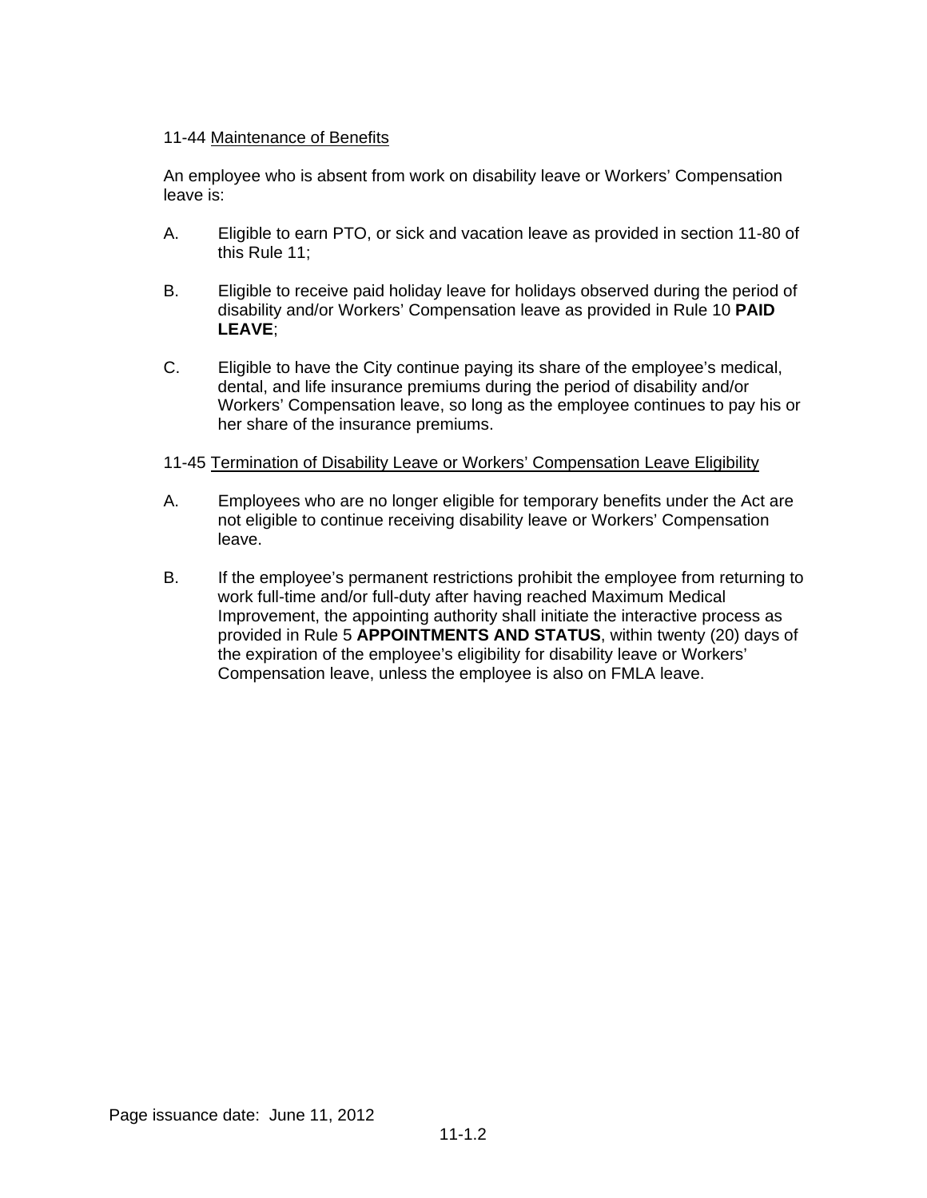11-44 Maintenance of Benefits

An employee who is absent from work on disability leave or Workers' Compensation leave is:

A. Eligible to earn PTO, or sick and vacation leave as provided in section 11-80 of this Rule 11;

B. Eligible to receive paid holiday leave for holidays observed during the period of disability and/or Workers' Compensation leave as provided in Rule 10 **PAID LEAVE**;

C. Eligible to have the City continue paying its share of the employee's medical, dental, and life insurance premiums during the period of disability and/or Workers' Compensation leave, so long as the employee continues to pay his or her share of the insurance premiums.

11-45 Termination of Disability Leave or Workers' Compensation Leave Eligibility

A. Employees who are no longer eligible for temporary benefits under the Act are not eligible to continue receiving disability leave or Workers' Compensation leave.

B. If the employee's permanent restrictions prohibit the employee from returning to work full-time and/or full-duty after having reached Maximum Medical Improvement, the appointing authority shall initiate the interactive process as provided in Rule 5 **APPOINTMENTS AND STATUS**, within twenty (20) days of the expiration of the employee's eligibility for disability leave or Workers' Compensation leave, unless the employee is also on FMLA leave.

Page issuance date: June 11, 2012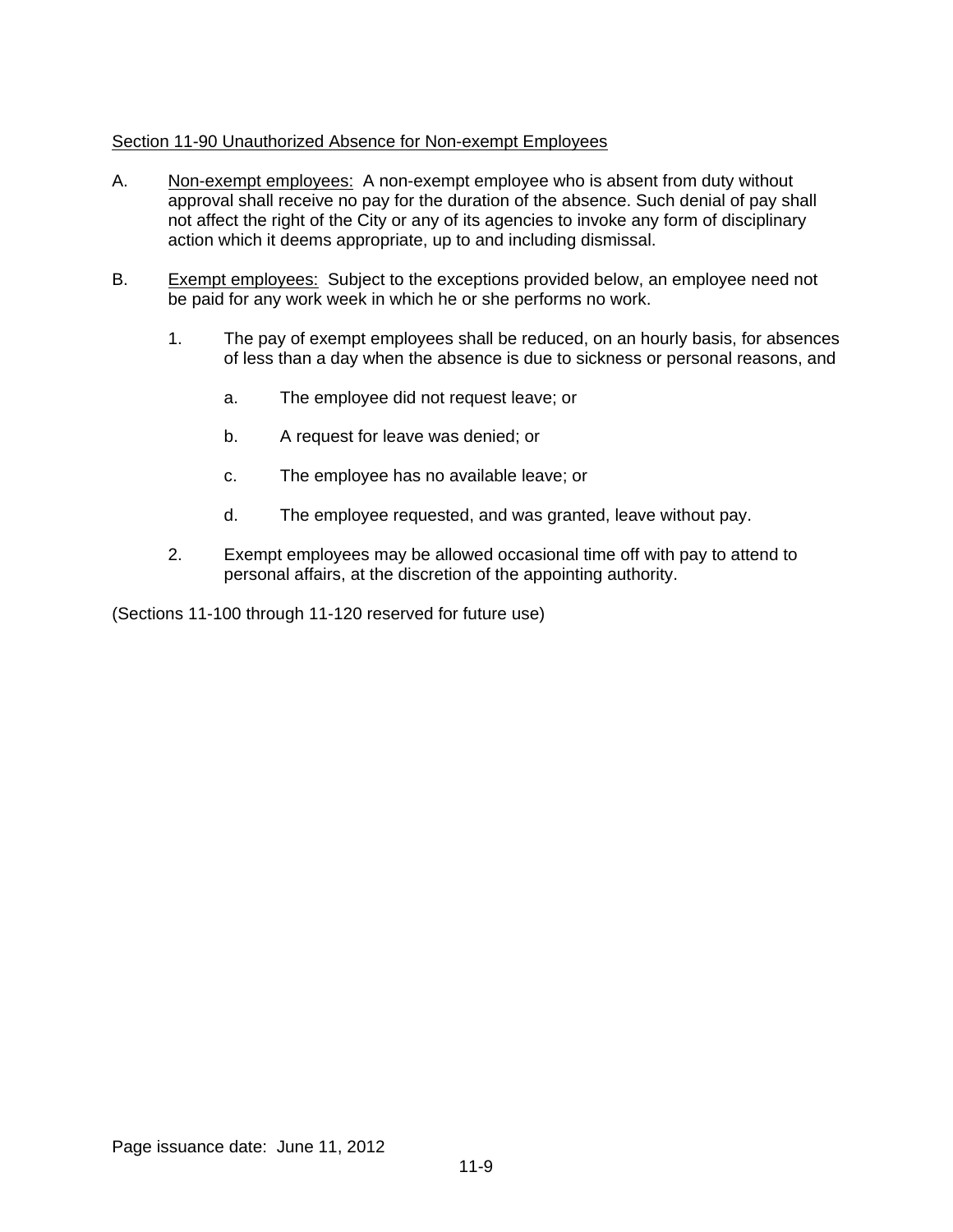## Section 11-90 Unauthorized Absence for Non-exempt Employees

A. Non-exempt employees: A non-exempt employee who is absent from duty without approval shall receive no pay for the duration of the absence. Such denial of pay shall not affect the right of the City or any of its agencies to invoke any form of disciplinary action which it deems appropriate, up to and including dismissal.

B. Exempt employees: Subject to the exceptions provided below, an employee need not be paid for any work week in which he or she performs no work.

   1. The pay of exempt employees shall be reduced, on an hourly basis, for absences of less than a day when the absence is due to sickness or personal reasons, and

      a. The employee did not request leave; or

      b. A request for leave was denied; or

      c. The employee has no available leave; or

      d. The employee requested, and was granted, leave without pay.

   2. Exempt employees may be allowed occasional time off with pay to attend to personal affairs, at the discretion of the appointing authority.

(Sections 11-100 through 11-120 reserved for future use)

Page issuance date: June 11, 2012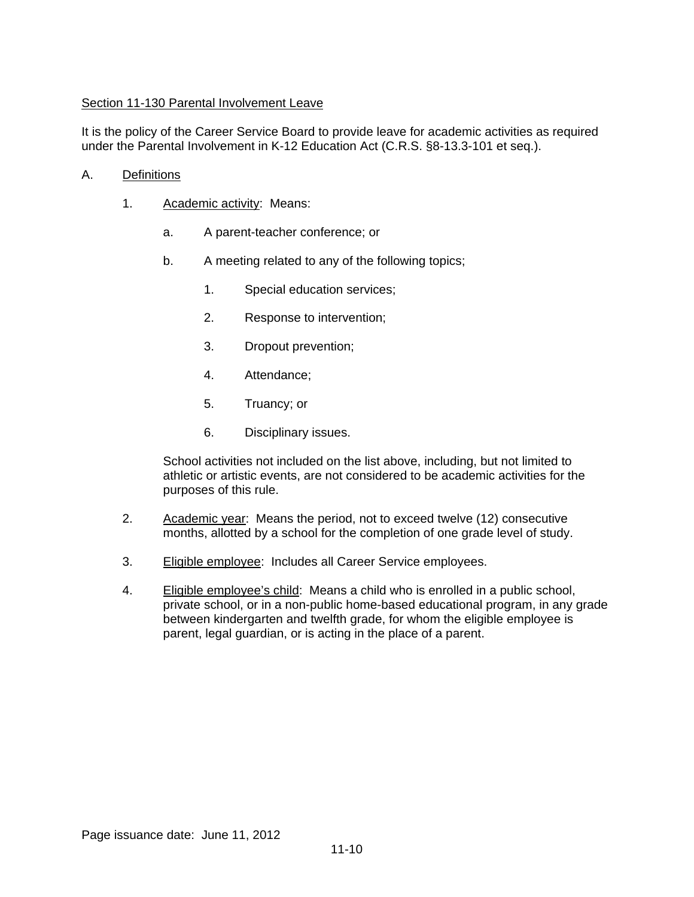## Section 11-130 Parental Involvement Leave

It is the policy of the Career Service Board to provide leave for academic activities as required under the Parental Involvement in K-12 Education Act (C.R.S. §8-13.3-101 et seq.).

A. Definitions

1. Academic activity: Means:

   a. A parent-teacher conference; or

   b. A meeting related to any of the following topics;

      1. Special education services;

      2. Response to intervention;

      3. Dropout prevention;

      4. Attendance;

      5. Truancy; or

      6. Disciplinary issues.

   School activities not included on the list above, including, but not limited to athletic or artistic events, are not considered to be academic activities for the purposes of this rule.

2. Academic year: Means the period, not to exceed twelve (12) consecutive months, allotted by a school for the completion of one grade level of study.

3. Eligible employee: Includes all Career Service employees.

4. Eligible employee's child: Means a child who is enrolled in a public school, private school, or in a non-public home-based educational program, in any grade between kindergarten and twelfth grade, for whom the eligible employee is parent, legal guardian, or is acting in the place of a parent.

Page issuance date: June 11, 2012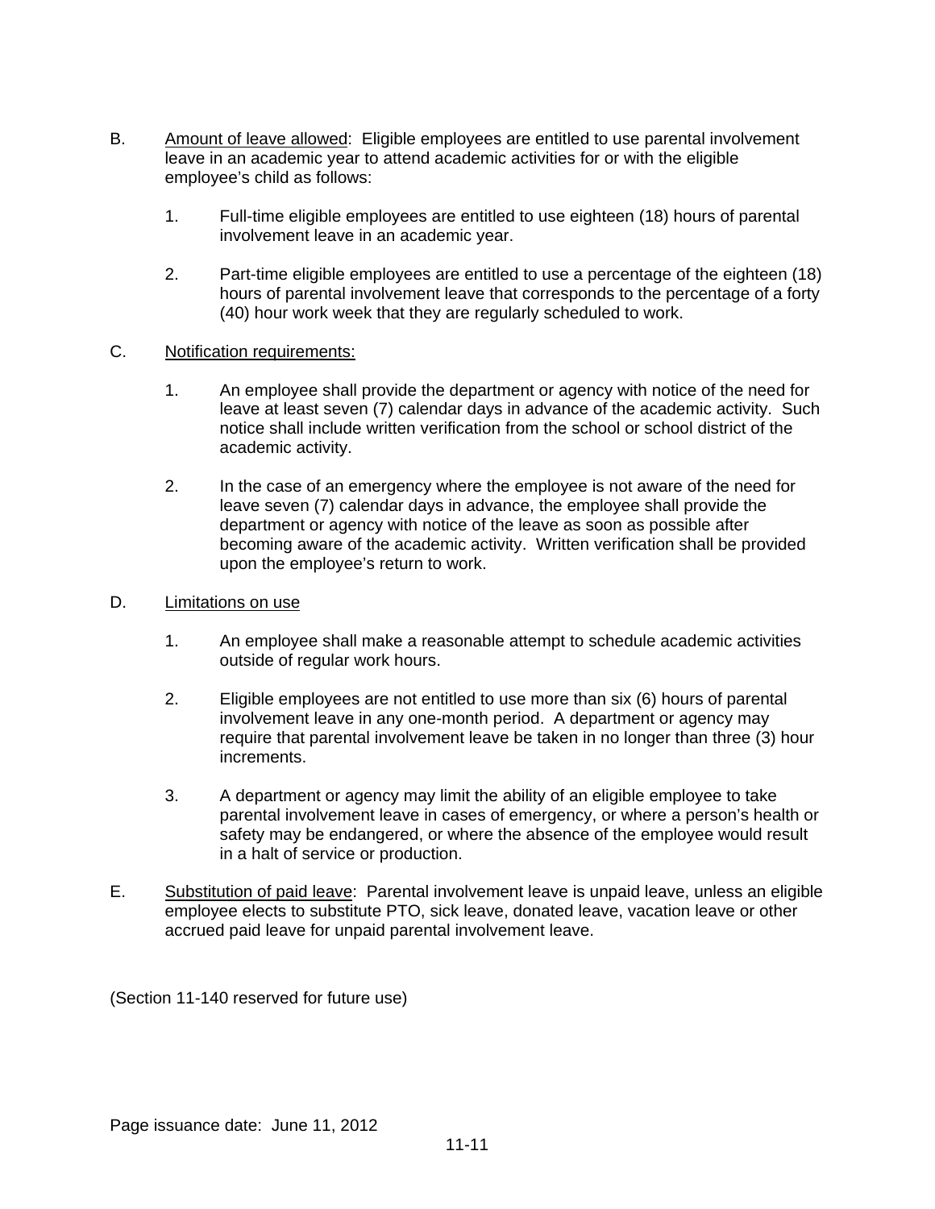B. <u>Amount of leave allowed</u>: Eligible employees are entitled to use parental involvement leave in an academic year to attend academic activities for or with the eligible employee's child as follows:

1. Full-time eligible employees are entitled to use eighteen (18) hours of parental involvement leave in an academic year.

2. Part-time eligible employees are entitled to use a percentage of the eighteen (18) hours of parental involvement leave that corresponds to the percentage of a forty (40) hour work week that they are regularly scheduled to work.

C. <u>Notification requirements:</u>

1. An employee shall provide the department or agency with notice of the need for leave at least seven (7) calendar days in advance of the academic activity. Such notice shall include written verification from the school or school district of the academic activity.

2. In the case of an emergency where the employee is not aware of the need for leave seven (7) calendar days in advance, the employee shall provide the department or agency with notice of the leave as soon as possible after becoming aware of the academic activity. Written verification shall be provided upon the employee's return to work.

D. <u>Limitations on use</u>

1. An employee shall make a reasonable attempt to schedule academic activities outside of regular work hours.

2. Eligible employees are not entitled to use more than six (6) hours of parental involvement leave in any one-month period. A department or agency may require that parental involvement leave be taken in no longer than three (3) hour increments.

3. A department or agency may limit the ability of an eligible employee to take parental involvement leave in cases of emergency, or where a person's health or safety may be endangered, or where the absence of the employee would result in a halt of service or production.

E. <u>Substitution of paid leave</u>: Parental involvement leave is unpaid leave, unless an eligible employee elects to substitute PTO, sick leave, donated leave, vacation leave or other accrued paid leave for unpaid parental involvement leave.

(Section 11-140 reserved for future use)

Page issuance date: June 11, 2012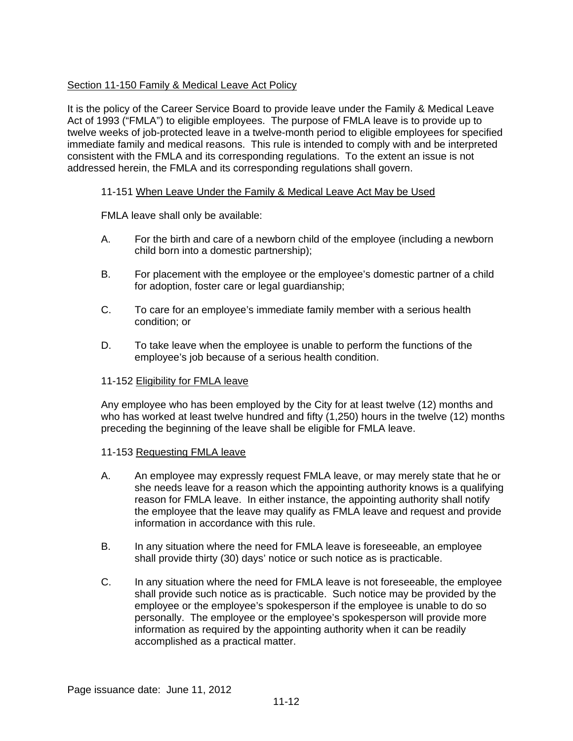## Section 11-150 Family & Medical Leave Act Policy

It is the policy of the Career Service Board to provide leave under the Family & Medical Leave Act of 1993 ("FMLA") to eligible employees. The purpose of FMLA leave is to provide up to twelve weeks of job-protected leave in a twelve-month period to eligible employees for specified immediate family and medical reasons. This rule is intended to comply with and be interpreted consistent with the FMLA and its corresponding regulations. To the extent an issue is not addressed herein, the FMLA and its corresponding regulations shall govern.

### 11-151 When Leave Under the Family & Medical Leave Act May be Used

FMLA leave shall only be available:

A. For the birth and care of a newborn child of the employee (including a newborn child born into a domestic partnership);

B. For placement with the employee or the employee's domestic partner of a child for adoption, foster care or legal guardianship;

C. To care for an employee's immediate family member with a serious health condition; or

D. To take leave when the employee is unable to perform the functions of the employee's job because of a serious health condition.

### 11-152 Eligibility for FMLA leave

Any employee who has been employed by the City for at least twelve (12) months and who has worked at least twelve hundred and fifty (1,250) hours in the twelve (12) months preceding the beginning of the leave shall be eligible for FMLA leave.

### 11-153 Requesting FMLA leave

A. An employee may expressly request FMLA leave, or may merely state that he or she needs leave for a reason which the appointing authority knows is a qualifying reason for FMLA leave. In either instance, the appointing authority shall notify the employee that the leave may qualify as FMLA leave and request and provide information in accordance with this rule.

B. In any situation where the need for FMLA leave is foreseeable, an employee shall provide thirty (30) days' notice or such notice as is practicable.

C. In any situation where the need for FMLA leave is not foreseeable, the employee shall provide such notice as is practicable. Such notice may be provided by the employee or the employee's spokesperson if the employee is unable to do so personally. The employee or the employee's spokesperson will provide more information as required by the appointing authority when it can be readily accomplished as a practical matter.

Page issuance date: June 11, 2012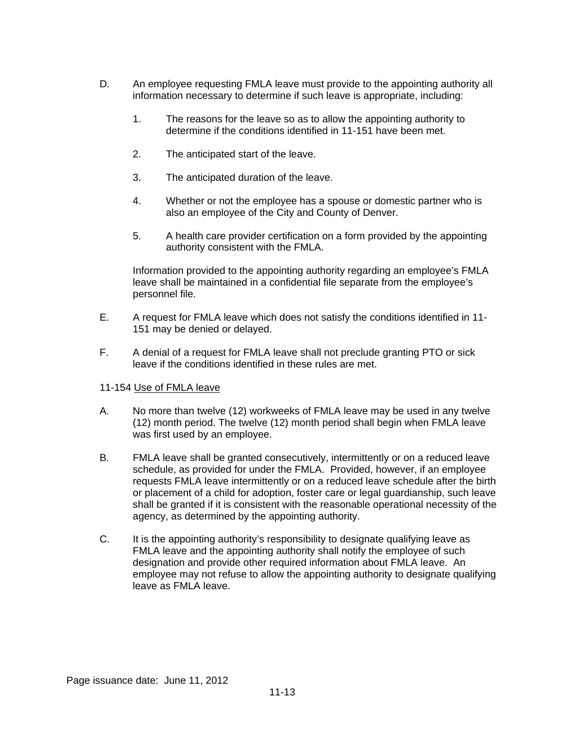D. An employee requesting FMLA leave must provide to the appointing authority all information necessary to determine if such leave is appropriate, including:

   1. The reasons for the leave so as to allow the appointing authority to determine if the conditions identified in 11-151 have been met.

   2. The anticipated start of the leave.

   3. The anticipated duration of the leave.

   4. Whether or not the employee has a spouse or domestic partner who is also an employee of the City and County of Denver.

   5. A health care provider certification on a form provided by the appointing authority consistent with the FMLA.

   Information provided to the appointing authority regarding an employee's FMLA leave shall be maintained in a confidential file separate from the employee's personnel file.

E. A request for FMLA leave which does not satisfy the conditions identified in 11-151 may be denied or delayed.

F. A denial of a request for FMLA leave shall not preclude granting PTO or sick leave if the conditions identified in these rules are met.

11-154 Use of FMLA leave

A. No more than twelve (12) workweeks of FMLA leave may be used in any twelve (12) month period. The twelve (12) month period shall begin when FMLA leave was first used by an employee.

B. FMLA leave shall be granted consecutively, intermittently or on a reduced leave schedule, as provided for under the FMLA. Provided, however, if an employee requests FMLA leave intermittently or on a reduced leave schedule after the birth or placement of a child for adoption, foster care or legal guardianship, such leave shall be granted if it is consistent with the reasonable operational necessity of the agency, as determined by the appointing authority.

C. It is the appointing authority's responsibility to designate qualifying leave as FMLA leave and the appointing authority shall notify the employee of such designation and provide other required information about FMLA leave. An employee may not refuse to allow the appointing authority to designate qualifying leave as FMLA leave.

Page issuance date: June 11, 2012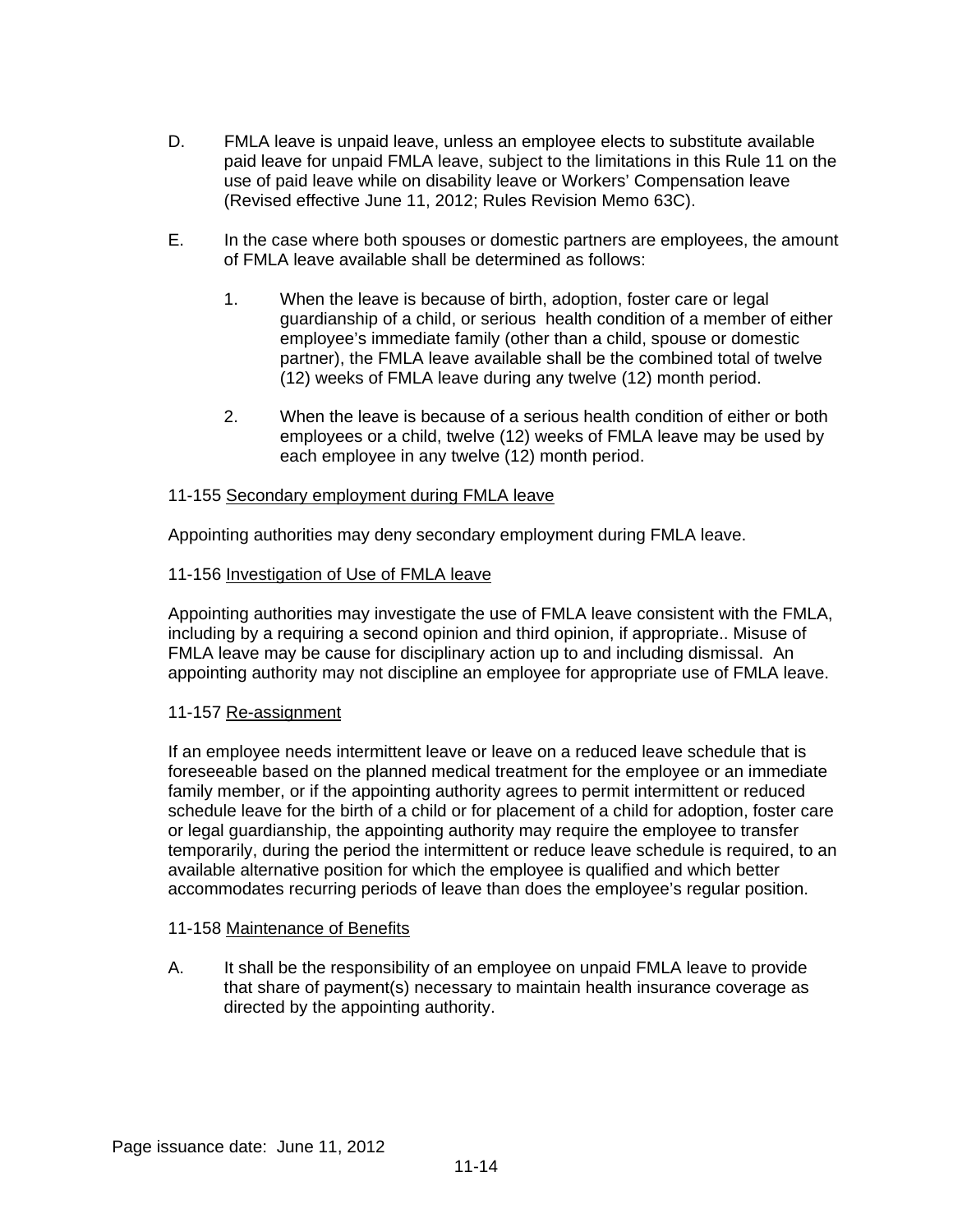D. FMLA leave is unpaid leave, unless an employee elects to substitute available paid leave for unpaid FMLA leave, subject to the limitations in this Rule 11 on the use of paid leave while on disability leave or Workers' Compensation leave (Revised effective June 11, 2012; Rules Revision Memo 63C).

E. In the case where both spouses or domestic partners are employees, the amount of FMLA leave available shall be determined as follows:

   1. When the leave is because of birth, adoption, foster care or legal guardianship of a child, or serious health condition of a member of either employee's immediate family (other than a child, spouse or domestic partner), the FMLA leave available shall be the combined total of twelve (12) weeks of FMLA leave during any twelve (12) month period.

   2. When the leave is because of a serious health condition of either or both employees or a child, twelve (12) weeks of FMLA leave may be used by each employee in any twelve (12) month period.

11-155 <u>Secondary employment during FMLA leave</u>

Appointing authorities may deny secondary employment during FMLA leave.

11-156 <u>Investigation of Use of FMLA leave</u>

Appointing authorities may investigate the use of FMLA leave consistent with the FMLA, including by a requiring a second opinion and third opinion, if appropriate.. Misuse of FMLA leave may be cause for disciplinary action up to and including dismissal. An appointing authority may not discipline an employee for appropriate use of FMLA leave.

11-157 <u>Re-assignment</u>

If an employee needs intermittent leave or leave on a reduced leave schedule that is foreseeable based on the planned medical treatment for the employee or an immediate family member, or if the appointing authority agrees to permit intermittent or reduced schedule leave for the birth of a child or for placement of a child for adoption, foster care or legal guardianship, the appointing authority may require the employee to transfer temporarily, during the period the intermittent or reduce leave schedule is required, to an available alternative position for which the employee is qualified and which better accommodates recurring periods of leave than does the employee's regular position.

11-158 <u>Maintenance of Benefits</u>

A. It shall be the responsibility of an employee on unpaid FMLA leave to provide that share of payment(s) necessary to maintain health insurance coverage as directed by the appointing authority.

Page issuance date: June 11, 2012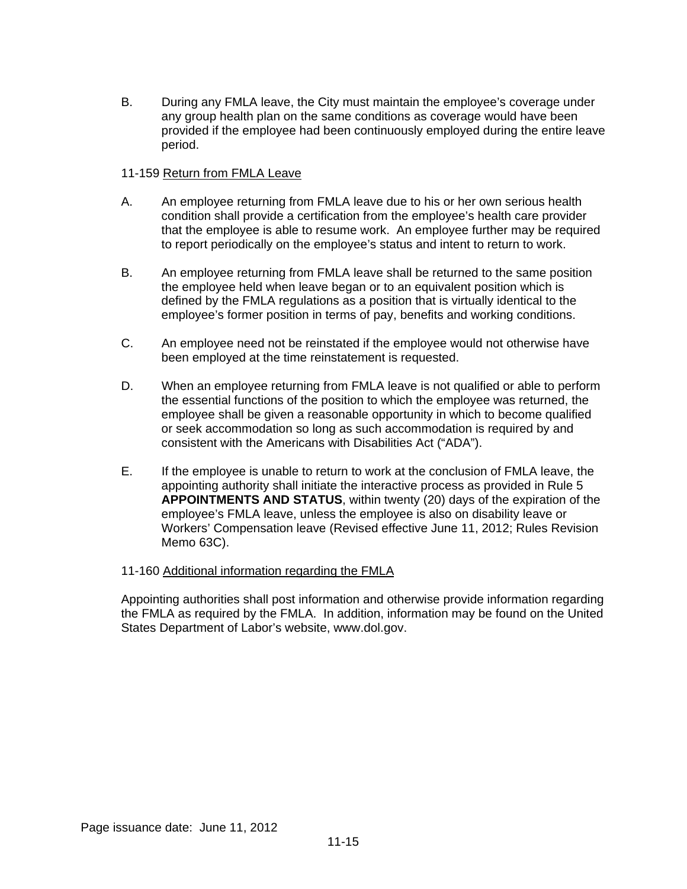B. During any FMLA leave, the City must maintain the employee's coverage under any group health plan on the same conditions as coverage would have been provided if the employee had been continuously employed during the entire leave period.

11-159 Return from FMLA Leave

A. An employee returning from FMLA leave due to his or her own serious health condition shall provide a certification from the employee's health care provider that the employee is able to resume work. An employee further may be required to report periodically on the employee's status and intent to return to work.

B. An employee returning from FMLA leave shall be returned to the same position the employee held when leave began or to an equivalent position which is defined by the FMLA regulations as a position that is virtually identical to the employee's former position in terms of pay, benefits and working conditions.

C. An employee need not be reinstated if the employee would not otherwise have been employed at the time reinstatement is requested.

D. When an employee returning from FMLA leave is not qualified or able to perform the essential functions of the position to which the employee was returned, the employee shall be given a reasonable opportunity in which to become qualified or seek accommodation so long as such accommodation is required by and consistent with the Americans with Disabilities Act ("ADA").

E. If the employee is unable to return to work at the conclusion of FMLA leave, the appointing authority shall initiate the interactive process as provided in Rule 5 **APPOINTMENTS AND STATUS**, within twenty (20) days of the expiration of the employee's FMLA leave, unless the employee is also on disability leave or Workers' Compensation leave (Revised effective June 11, 2012; Rules Revision Memo 63C).

11-160 Additional information regarding the FMLA

Appointing authorities shall post information and otherwise provide information regarding the FMLA as required by the FMLA. In addition, information may be found on the United States Department of Labor's website, www.dol.gov.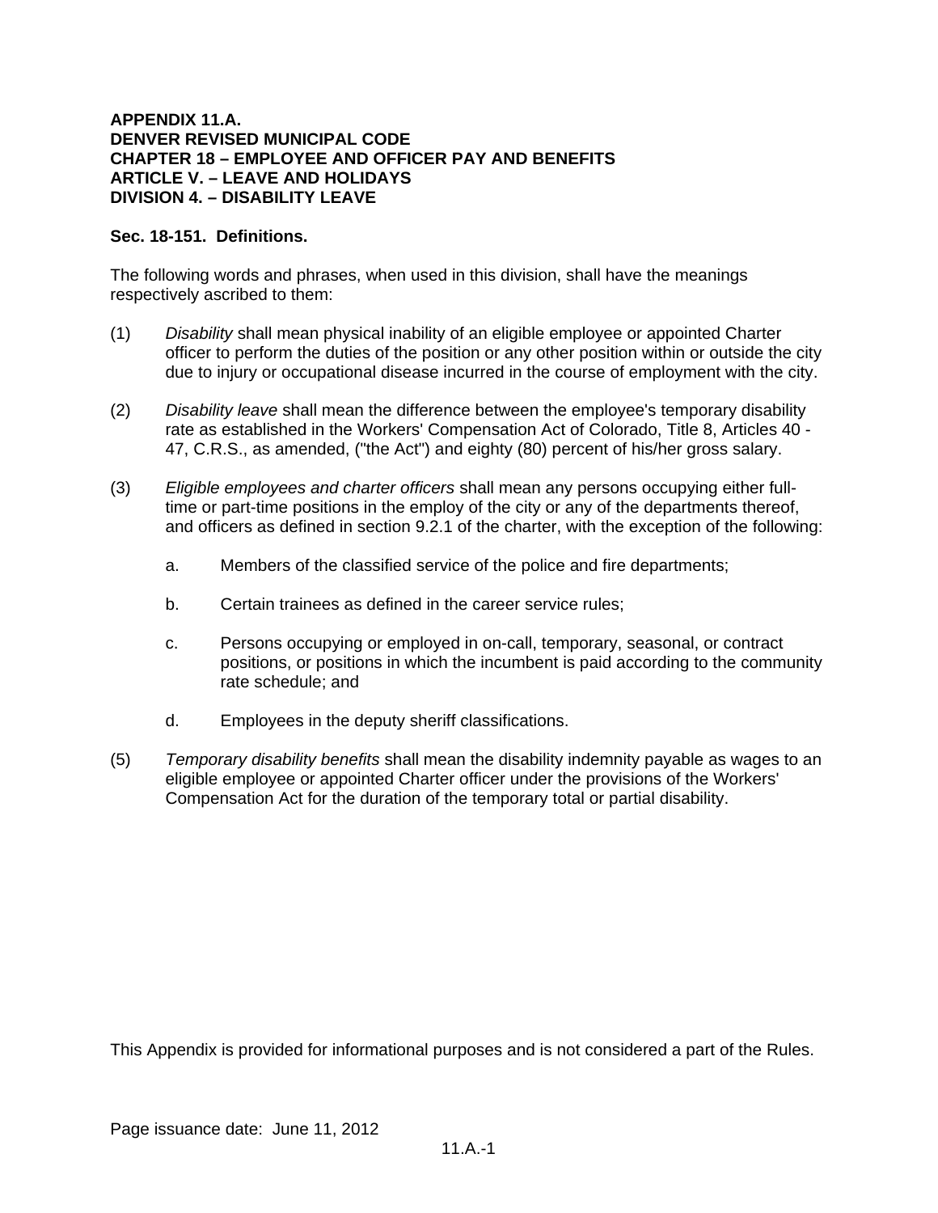**APPENDIX 11.A.**
**DENVER REVISED MUNICIPAL CODE**
**CHAPTER 18 – EMPLOYEE AND OFFICER PAY AND BENEFITS**
**ARTICLE V. – LEAVE AND HOLIDAYS**
**DIVISION 4. – DISABILITY LEAVE**

**Sec. 18-151. Definitions.**

The following words and phrases, when used in this division, shall have the meanings respectively ascribed to them:

(1) *Disability* shall mean physical inability of an eligible employee or appointed Charter officer to perform the duties of the position or any other position within or outside the city due to injury or occupational disease incurred in the course of employment with the city.

(2) *Disability leave* shall mean the difference between the employee's temporary disability rate as established in the Workers' Compensation Act of Colorado, Title 8, Articles 40 - 47, C.R.S., as amended, ("the Act") and eighty (80) percent of his/her gross salary.

(3) *Eligible employees and charter officers* shall mean any persons occupying either full-time or part-time positions in the employ of the city or any of the departments thereof, and officers as defined in section 9.2.1 of the charter, with the exception of the following:

   a. Members of the classified service of the police and fire departments;

   b. Certain trainees as defined in the career service rules;

   c. Persons occupying or employed in on-call, temporary, seasonal, or contract positions, or positions in which the incumbent is paid according to the community rate schedule; and

   d. Employees in the deputy sheriff classifications.

(5) *Temporary disability benefits* shall mean the disability indemnity payable as wages to an eligible employee or appointed Charter officer under the provisions of the Workers' Compensation Act for the duration of the temporary total or partial disability.

This Appendix is provided for informational purposes and is not considered a part of the Rules.

Page issuance date: June 11, 2012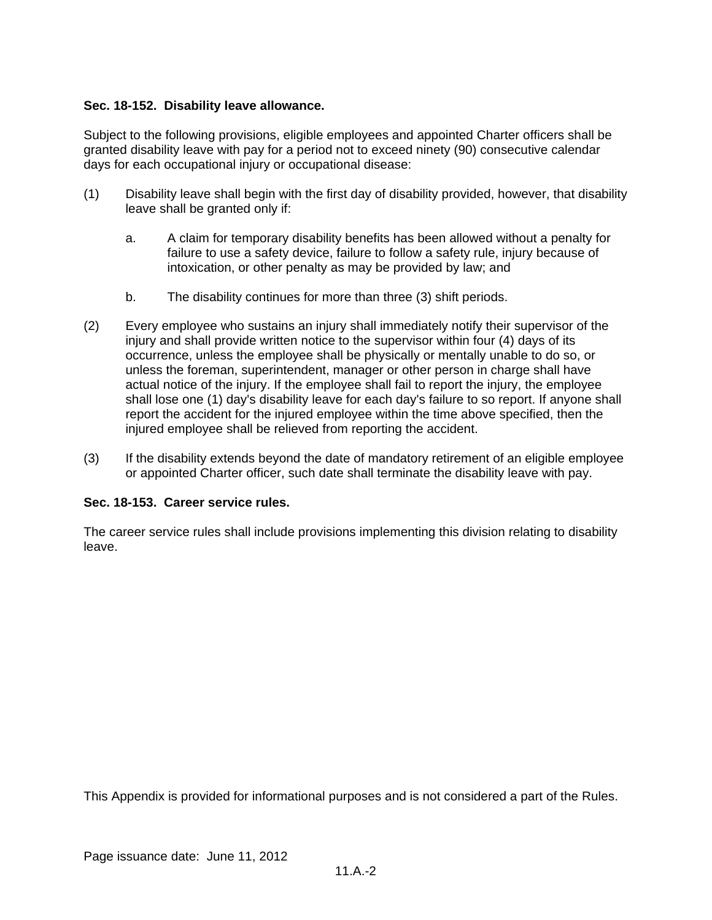**Sec. 18-152. Disability leave allowance.**

Subject to the following provisions, eligible employees and appointed Charter officers shall be granted disability leave with pay for a period not to exceed ninety (90) consecutive calendar days for each occupational injury or occupational disease:

(1) Disability leave shall begin with the first day of disability provided, however, that disability leave shall be granted only if:

  a. A claim for temporary disability benefits has been allowed without a penalty for failure to use a safety device, failure to follow a safety rule, injury because of intoxication, or other penalty as may be provided by law; and

  b. The disability continues for more than three (3) shift periods.

(2) Every employee who sustains an injury shall immediately notify their supervisor of the injury and shall provide written notice to the supervisor within four (4) days of its occurrence, unless the employee shall be physically or mentally unable to do so, or unless the foreman, superintendent, manager or other person in charge shall have actual notice of the injury. If the employee shall fail to report the injury, the employee shall lose one (1) day's disability leave for each day's failure to so report. If anyone shall report the accident for the injured employee within the time above specified, then the injured employee shall be relieved from reporting the accident.

(3) If the disability extends beyond the date of mandatory retirement of an eligible employee or appointed Charter officer, such date shall terminate the disability leave with pay.

**Sec. 18-153. Career service rules.**

The career service rules shall include provisions implementing this division relating to disability leave.

This Appendix is provided for informational purposes and is not considered a part of the Rules.

Page issuance date: June 11, 2012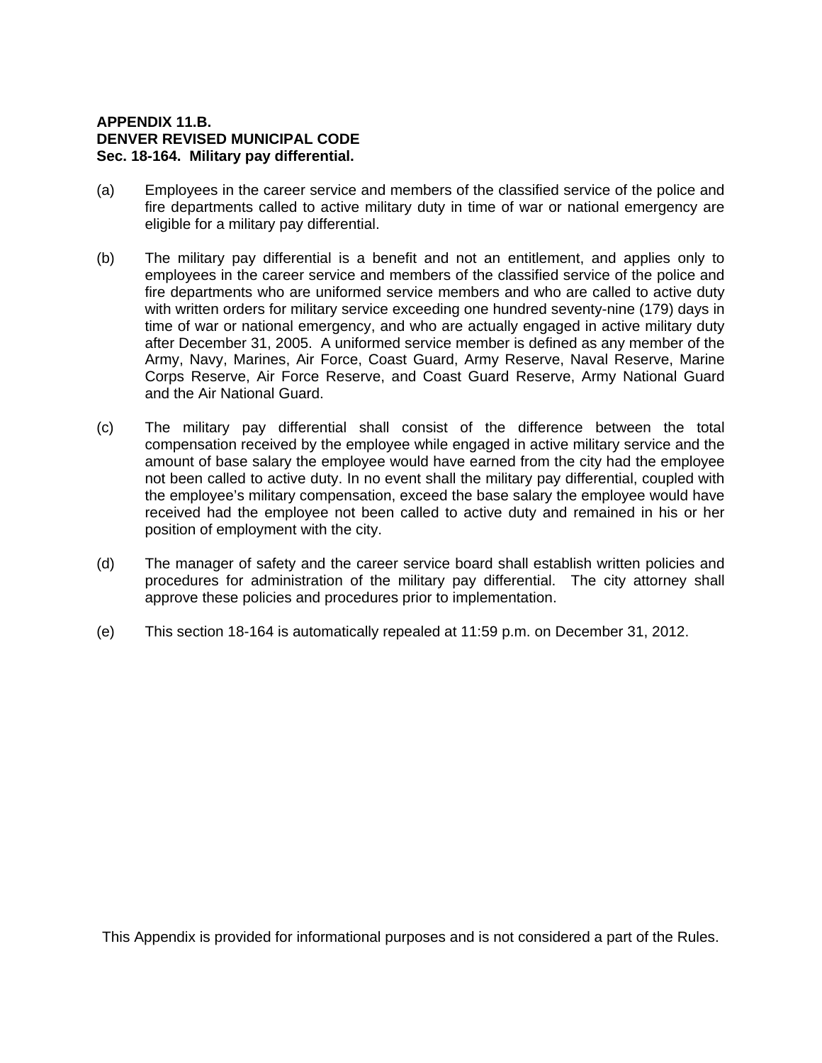**APPENDIX 11.B.**
**DENVER REVISED MUNICIPAL CODE**
**Sec. 18-164. Military pay differential.**

(a) Employees in the career service and members of the classified service of the police and fire departments called to active military duty in time of war or national emergency are eligible for a military pay differential.

(b) The military pay differential is a benefit and not an entitlement, and applies only to employees in the career service and members of the classified service of the police and fire departments who are uniformed service members and who are called to active duty with written orders for military service exceeding one hundred seventy-nine (179) days in time of war or national emergency, and who are actually engaged in active military duty after December 31, 2005. A uniformed service member is defined as any member of the Army, Navy, Marines, Air Force, Coast Guard, Army Reserve, Naval Reserve, Marine Corps Reserve, Air Force Reserve, and Coast Guard Reserve, Army National Guard and the Air National Guard.

(c) The military pay differential shall consist of the difference between the total compensation received by the employee while engaged in active military service and the amount of base salary the employee would have earned from the city had the employee not been called to active duty. In no event shall the military pay differential, coupled with the employee's military compensation, exceed the base salary the employee would have received had the employee not been called to active duty and remained in his or her position of employment with the city.

(d) The manager of safety and the career service board shall establish written policies and procedures for administration of the military pay differential. The city attorney shall approve these policies and procedures prior to implementation.

(e) This section 18-164 is automatically repealed at 11:59 p.m. on December 31, 2012.

This Appendix is provided for informational purposes and is not considered a part of the Rules.